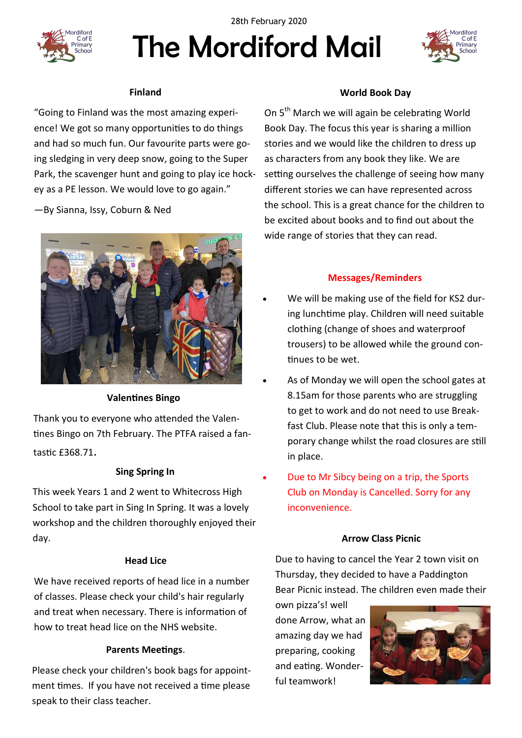28th February 2020

# The Mordiford Mail

### Finland

"Going to Finland was the most amazing experience! We got so many opportunities to do things and had so much fun. Our favourite parts were going sledging in very deep snow, going to the Super Park, the scavenger hunt and going to play ice hockey as a PE lesson. We would love to go again."

—By Sianna, Issy, Coburn & Ned

### Valentines Bingo

Thank you to everyone who attended the Valentines Bingo on 7th February. The PTFA raised a fantastic £368.71.

### Sing Spring In

This week Years 1 and 2 went to Whitecross High School to take part in Sing In Spring. It was a lovely workshop and the children thoroughly enjoyed their day.

### Head Lice

We have received reports of head lice in a number of classes. Please check your child's hair regularly and treat when necessary. There is information of how to treat head lice on the NHS website.

### Parents Meetings.

Please check your children's book bags for appointment times. If you have not received a time please speak to their class teacher.

### World Book Day

On 5th March we will again be celebrating World Book Day. The focus this year is sharing a million stories and we would like the children to dress up as characters from any book they like. We are setting ourselves the challenge of seeing how many different stories we can have represented across the school. This is a great chance for the children to be excited about books and to find out about the wide range of stories that they can read.

### Messages/Reminders

- We will be making use of the field for KS2 during lunchtime play. Children will need suitable clothing (change of shoes and waterproof trousers) to be allowed while the ground continues to be wet.
- As of Monday we will open the school gates at 8.15am for those parents who are struggling to get to work and do not need to use Breakfast Club. Please note that this is only a temporary change whilst the road closures are still in place.
- Due to Mr Sibcy being on a trip, the Sports Club on Monday is Cancelled. Sorry for any inconvenience.

### Arrow Class Picnic

Due to having to cancel the Year 2 town visit on Thursday, they decided to have a Paddington Bear Picnic instead. The children even made their own pizza's! well done Arrow, what an amazing day we had preparing, cooking and eating. Wonderful teamwork!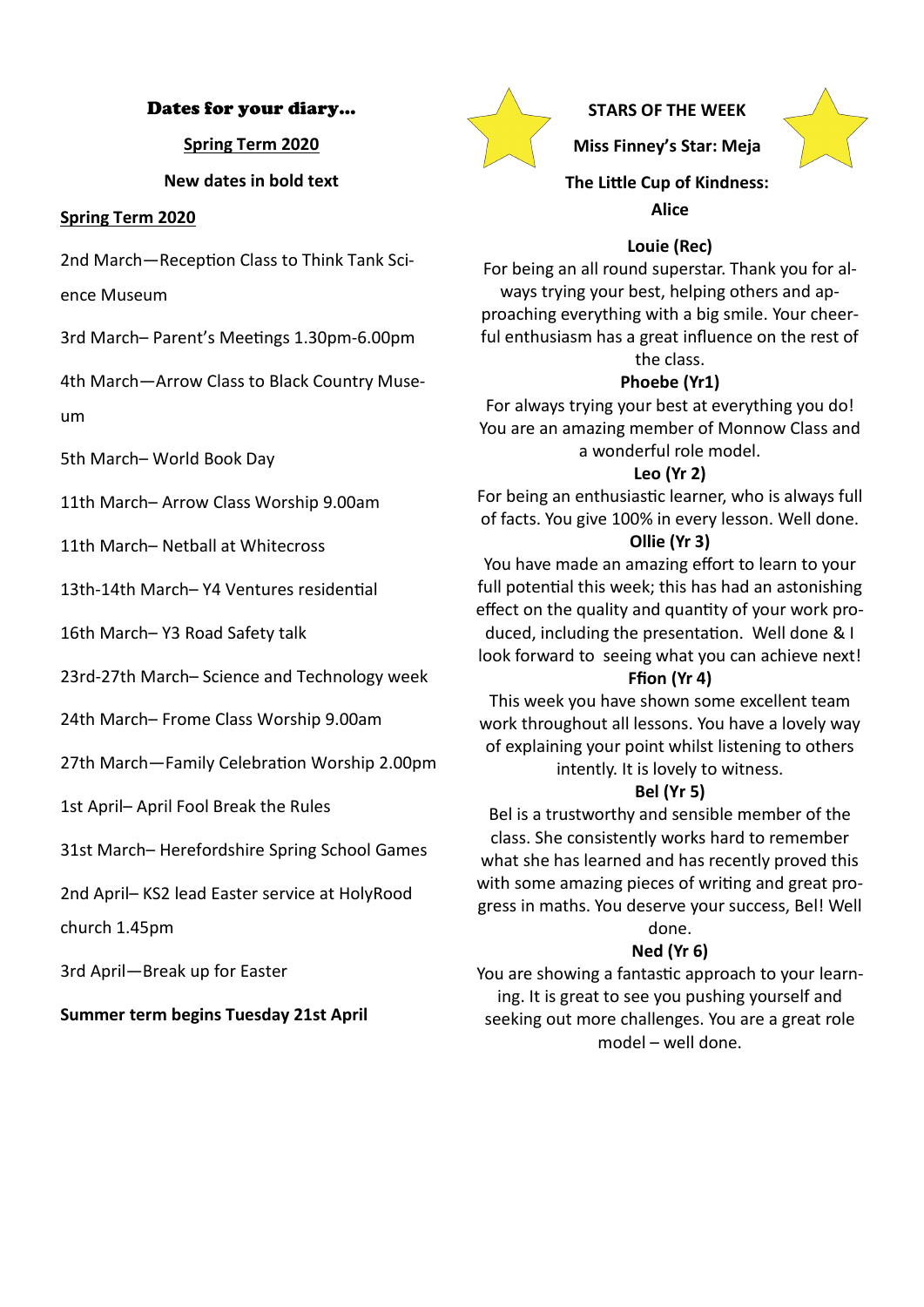## Dates for your diary...

**Spring Term 2020**

**New dates in bold text**

**Spring Term 2020**

2nd March—Reception Class to Think Tank Science Museum

3rd March– Parent's Meetings 1.30pm-6.00pm

4th March—Arrow Class to Black Country Museum

5th March– World Book Day

11th March– Arrow Class Worship 9.00am

11th March– Netball at Whitecross

13th-14th March– Y4 Ventures residential

16th March– Y3 Road Safety talk

23rd-27th March– Science and Technology week

24th March– Frome Class Worship 9.00am

27th March—Family Celebration Worship 2.00pm

1st April– April Fool Break the Rules

31st March– Herefordshire Spring School Games

2nd April– KS2 lead Easter service at HolyRood church 1.45pm

3rd April—Break up for Easter

**Summer term begins Tuesday 21st April**

## STARS OF THE WEEK

**Miss Finney's Star: Meja**

**The Little Cup of Kindness: Alice**

**Louie (Rec)**

For being an all round superstar. Thank you for always trying your best, helping others and approaching everything with a big smile. Your cheerful enthusiasm has a great influence on the rest of the class.

**Phoebe (Yr1)**

For always trying your best at everything you do! You are an amazing member of Monnow Class and a wonderful role model.

**Leo (Yr 2)**

For being an enthusiastic learner, who is always full of facts. You give 100% in every lesson. Well done.

**Ollie (Yr 3)**

You have made an amazing effort to learn to your full potential this week; this has had an astonishing effect on the quality and quantity of your work produced, including the presentation. Well done & I look forward to seeing what you can achieve next!

**Ffion (Yr 4)**

This week you have shown some excellent team work throughout all lessons. You have a lovely way of explaining your point whilst listening to others intently. It is lovely to witness.

**Bel (Yr 5)**

Bel is a trustworthy and sensible member of the class. She consistently works hard to remember what she has learned and has recently proved this with some amazing pieces of writing and great progress in maths. You deserve your success, Bel! Well done.

**Ned (Yr 6)**

You are showing a fantastic approach to your learning. It is great to see you pushing yourself and seeking out more challenges. You are a great role model – well done.